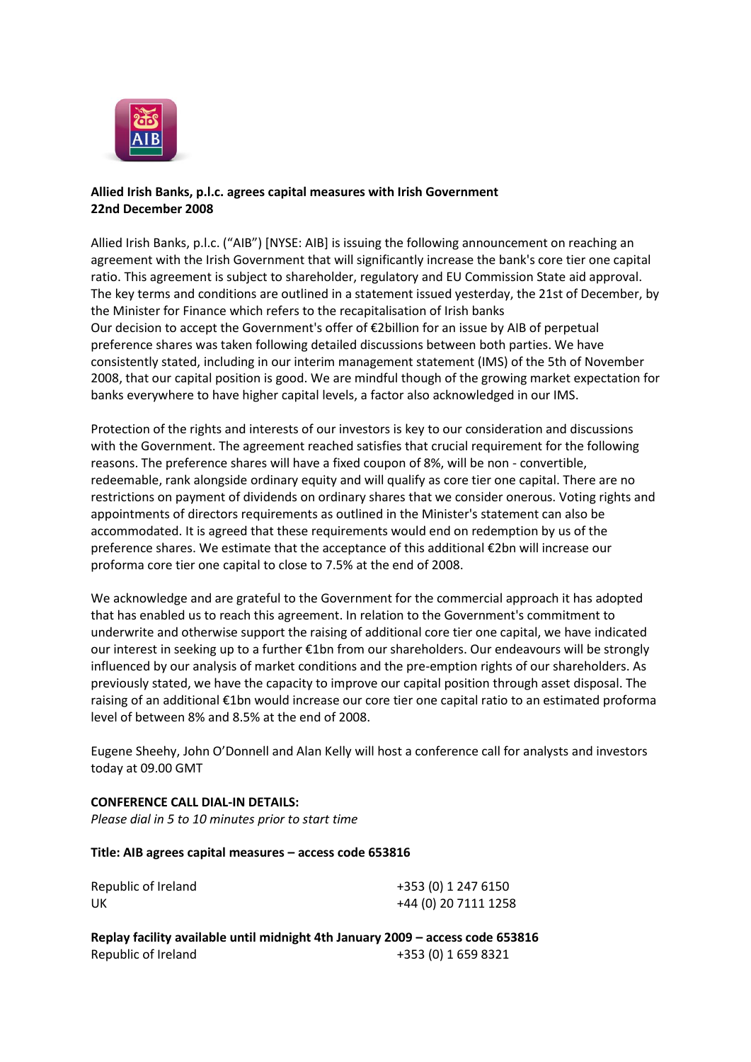**Allied Irish Banks, p.l.c. agrees capital measures with Irish Government**
**22nd December 2008**

Allied Irish Banks, p.l.c. ("AIB") [NYSE: AIB] is issuing the following announcement on reaching an agreement with the Irish Government that will significantly increase the bank's core tier one capital ratio. This agreement is subject to shareholder, regulatory and EU Commission State aid approval. The key terms and conditions are outlined in a statement issued yesterday, the 21st of December, by the Minister for Finance which refers to the recapitalisation of Irish banks
Our decision to accept the Government's offer of €2billion for an issue by AIB of perpetual preference shares was taken following detailed discussions between both parties. We have consistently stated, including in our interim management statement (IMS) of the 5th of November 2008, that our capital position is good. We are mindful though of the growing market expectation for banks everywhere to have higher capital levels, a factor also acknowledged in our IMS.

Protection of the rights and interests of our investors is key to our consideration and discussions with the Government. The agreement reached satisfies that crucial requirement for the following reasons. The preference shares will have a fixed coupon of 8%, will be non - convertible, redeemable, rank alongside ordinary equity and will qualify as core tier one capital. There are no restrictions on payment of dividends on ordinary shares that we consider onerous. Voting rights and appointments of directors requirements as outlined in the Minister's statement can also be accommodated. It is agreed that these requirements would end on redemption by us of the preference shares. We estimate that the acceptance of this additional €2bn will increase our proforma core tier one capital to close to 7.5% at the end of 2008.

We acknowledge and are grateful to the Government for the commercial approach it has adopted that has enabled us to reach this agreement. In relation to the Government's commitment to underwrite and otherwise support the raising of additional core tier one capital, we have indicated our interest in seeking up to a further €1bn from our shareholders. Our endeavours will be strongly influenced by our analysis of market conditions and the pre-emption rights of our shareholders. As previously stated, we have the capacity to improve our capital position through asset disposal. The raising of an additional €1bn would increase our core tier one capital ratio to an estimated proforma level of between 8% and 8.5% at the end of 2008.

Eugene Sheehy, John O'Donnell and Alan Kelly will host a conference call for analysts and investors today at 09.00 GMT

**CONFERENCE CALL DIAL-IN DETAILS:**
*Please dial in 5 to 10 minutes prior to start time*

**Title: AIB agrees capital measures – access code 653816**

| | |
|---|---|
| Republic of Ireland | +353 (0) 1 247 6150 |
| UK | +44 (0) 20 7111 1258 |

**Replay facility available until midnight 4th January 2009 – access code 653816**

| | |
|---|---|
| Republic of Ireland | +353 (0) 1 659 8321 |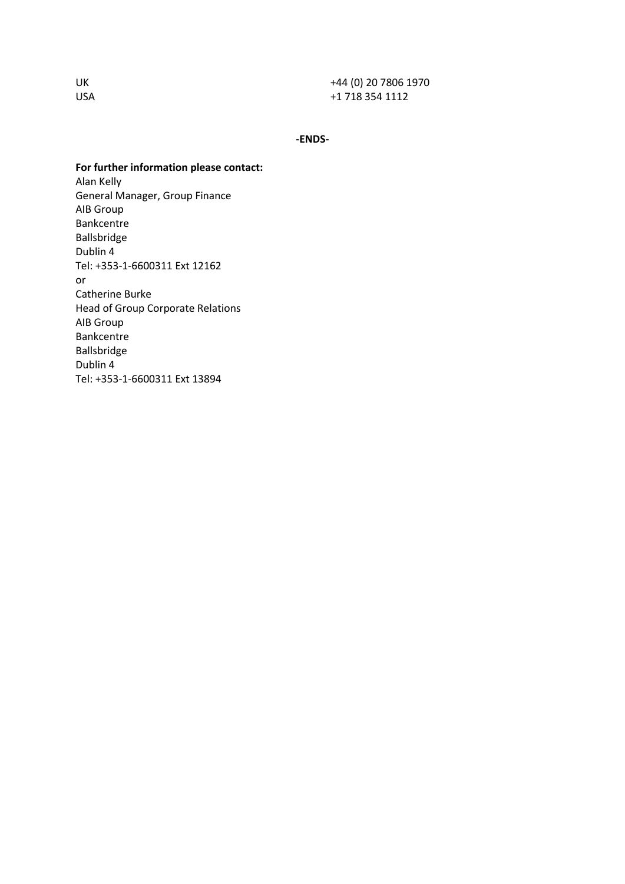| | |
|---|---|
| UK | +44 (0) 20 7806 1970 |
| USA | +1 718 354 1112 |

**-ENDS-**

**For further information please contact:**
Alan Kelly
General Manager, Group Finance
AIB Group
Bankcentre
Ballsbridge
Dublin 4
Tel: +353-1-6600311 Ext 12162
or
Catherine Burke
Head of Group Corporate Relations
AIB Group
Bankcentre
Ballsbridge
Dublin 4
Tel: +353-1-6600311 Ext 13894